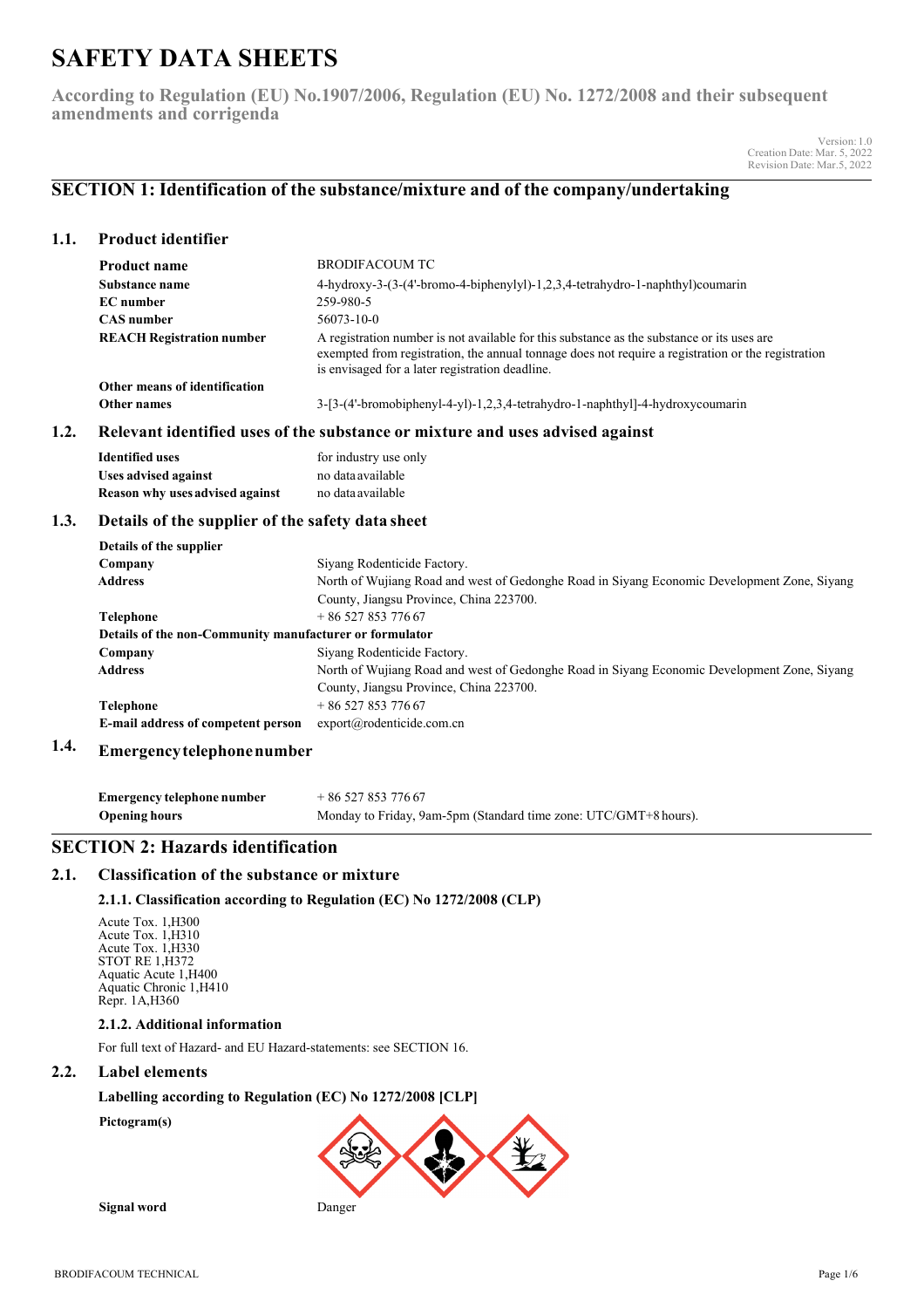# SAFETY DATA SHEETS

**According to Regulation (EU) No.1907/2006, Regulation (EU) No. 1272/2008 and their subsequent amendments and corrigenda**

Version: 1.0
Creation Date: Mar. 5, 2022
Revision Date: Mar.5, 2022

## SECTION 1: Identification of the substance/mixture and of the company/undertaking

### 1.1. Product identifier

| | |
|---|---|
| **Product name** | BRODIFACOUM TC |
| **Substance name** | 4-hydroxy-3-(3-(4'-bromo-4-biphenylyl)-1,2,3,4-tetrahydro-1-naphthyl)coumarin |
| **EC number** | 259-980-5 |
| **CAS number** | 56073-10-0 |
| **REACH Registration number** | A registration number is not available for this substance as the substance or its uses are exempted from registration, the annual tonnage does not require a registration or the registration is envisaged for a later registration deadline. |
| **Other means of identification** | |
| **Other names** | 3-[3-(4'-bromobiphenyl-4-yl)-1,2,3,4-tetrahydro-1-naphthyl]-4-hydroxycoumarin |

### 1.2. Relevant identified uses of the substance or mixture and uses advised against

| | |
|---|---|
| **Identified uses** | for industry use only |
| **Uses advised against** | no data available |
| **Reason why uses advised against** | no data available |

### 1.3. Details of the supplier of the safety data sheet

**Details of the supplier**

| | |
|---|---|
| **Company** | Siyang Rodenticide Factory. |
| **Address** | North of Wujiang Road and west of Gedonghe Road in Siyang Economic Development Zone, Siyang County, Jiangsu Province, China 223700. |
| **Telephone** | + 86 527 853 776 67 |

**Details of the non-Community manufacturer or formulator**

| | |
|---|---|
| **Company** | Siyang Rodenticide Factory. |
| **Address** | North of Wujiang Road and west of Gedonghe Road in Siyang Economic Development Zone, Siyang County, Jiangsu Province, China 223700. |
| **Telephone** | + 86 527 853 776 67 |
| **E-mail address of competent person** | export@rodenticide.com.cn |

### 1.4. Emergency telephone number

| | |
|---|---|
| **Emergency telephone number** | + 86 527 853 776 67 |
| **Opening hours** | Monday to Friday, 9am-5pm (Standard time zone: UTC/GMT+8 hours). |

## SECTION 2: Hazards identification

### 2.1. Classification of the substance or mixture

#### 2.1.1. Classification according to Regulation (EC) No 1272/2008 (CLP)

Acute Tox. 1,H300
Acute Tox. 1,H310
Acute Tox. 1,H330
STOT RE 1,H372
Aquatic Acute 1,H400
Aquatic Chronic 1,H410
Repr. 1A,H360

#### 2.1.2. Additional information

For full text of Hazard- and EU Hazard-statements: see SECTION 16.

### 2.2. Label elements

**Labelling according to Regulation (EC) No 1272/2008 [CLP]**

**Pictogram(s)**

**Signal word** Danger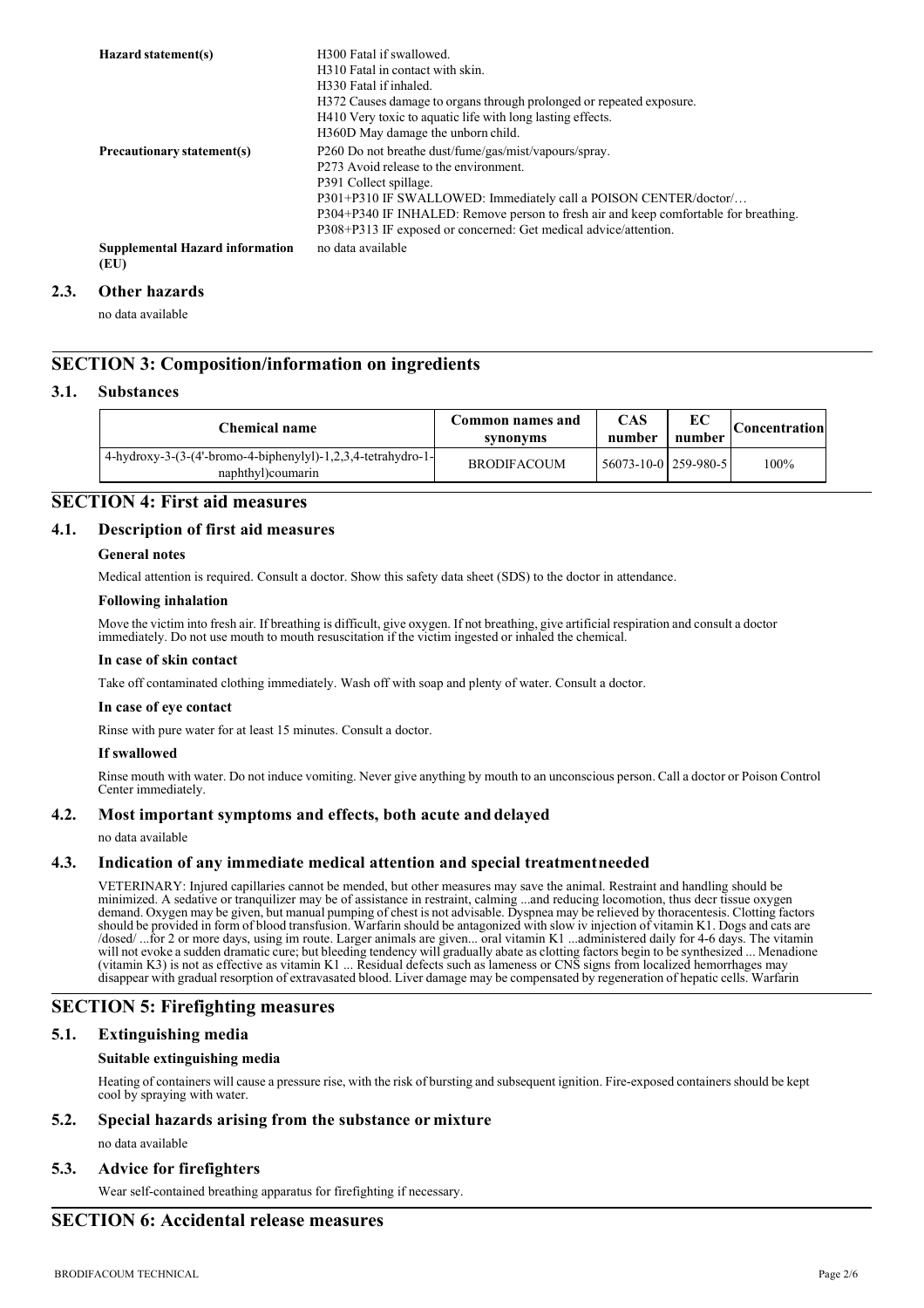| | |
|---|---|
| **Hazard statement(s)** | H300 Fatal if swallowed.<br>H310 Fatal in contact with skin.<br>H330 Fatal if inhaled.<br>H372 Causes damage to organs through prolonged or repeated exposure.<br>H410 Very toxic to aquatic life with long lasting effects.<br>H360D May damage the unborn child. |
| **Precautionary statement(s)** | P260 Do not breathe dust/fume/gas/mist/vapours/spray.<br>P273 Avoid release to the environment.<br>P391 Collect spillage.<br>P301+P310 IF SWALLOWED: Immediately call a POISON CENTER/doctor/…<br>P304+P340 IF INHALED: Remove person to fresh air and keep comfortable for breathing.<br>P308+P313 IF exposed or concerned: Get medical advice/attention. |
| **Supplemental Hazard information (EU)** | no data available |

### 2.3. Other hazards

no data available

## SECTION 3: Composition/information on ingredients

### 3.1. Substances

| Chemical name | Common names and synonyms | CAS number | EC number | Concentration |
|---|---|---|---|---|
| 4-hydroxy-3-(3-(4'-bromo-4-biphenylyl)-1,2,3,4-tetrahydro-1-naphthyl)coumarin | BRODIFACOUM | 56073-10-0 | 259-980-5 | 100% |

## SECTION 4: First aid measures

### 4.1. Description of first aid measures

**General notes**

Medical attention is required. Consult a doctor. Show this safety data sheet (SDS) to the doctor in attendance.

**Following inhalation**

Move the victim into fresh air. If breathing is difficult, give oxygen. If not breathing, give artificial respiration and consult a doctor immediately. Do not use mouth to mouth resuscitation if the victim ingested or inhaled the chemical.

**In case of skin contact**

Take off contaminated clothing immediately. Wash off with soap and plenty of water. Consult a doctor.

**In case of eye contact**

Rinse with pure water for at least 15 minutes. Consult a doctor.

**If swallowed**

Rinse mouth with water. Do not induce vomiting. Never give anything by mouth to an unconscious person. Call a doctor or Poison Control Center immediately.

### 4.2. Most important symptoms and effects, both acute and delayed

no data available

### 4.3. Indication of any immediate medical attention and special treatment needed

VETERINARY: Injured capillaries cannot be mended, but other measures may save the animal. Restraint and handling should be minimized. A sedative or tranquilizer may be of assistance in restraint, calming ...and reducing locomotion, thus decr tissue oxygen demand. Oxygen may be given, but manual pumping of chest is not advisable. Dyspnea may be relieved by thoracentesis. Clotting factors should be provided in form of blood transfusion. Warfarin should be antagonized with slow iv injection of vitamin K1. Dogs and cats are /dosed/ ...for 2 or more days, using im route. Larger animals are given... oral vitamin K1 ...administered daily for 4-6 days. The vitamin will not evoke a sudden dramatic cure; but bleeding tendency will gradually abate as clotting factors begin to be synthesized ... Menadione (vitamin K3) is not as effective as vitamin K1 ... Residual defects such as lameness or CNS signs from localized hemorrhages may disappear with gradual resorption of extravasated blood. Liver damage may be compensated by regeneration of hepatic cells. Warfarin

## SECTION 5: Firefighting measures

### 5.1. Extinguishing media

**Suitable extinguishing media**

Heating of containers will cause a pressure rise, with the risk of bursting and subsequent ignition. Fire-exposed containers should be kept cool by spraying with water.

### 5.2. Special hazards arising from the substance or mixture

no data available

### 5.3. Advice for firefighters

Wear self-contained breathing apparatus for firefighting if necessary.

## SECTION 6: Accidental release measures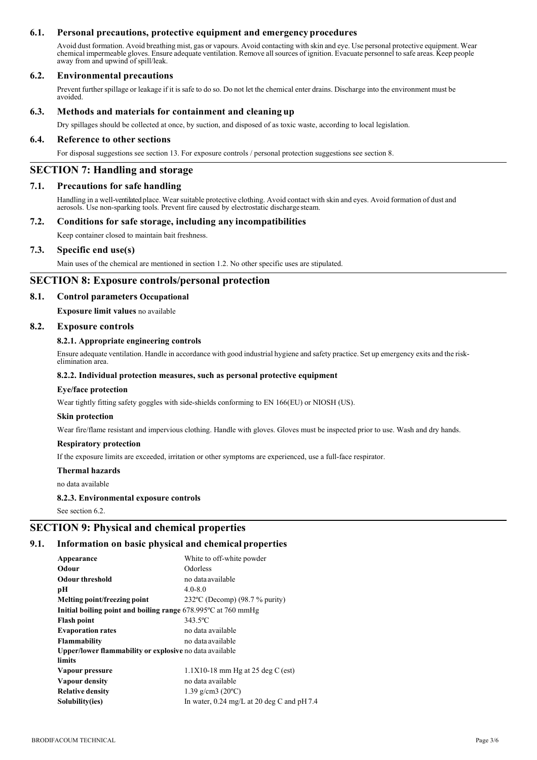### 6.1. Personal precautions, protective equipment and emergency procedures

Avoid dust formation. Avoid breathing mist, gas or vapours. Avoid contacting with skin and eye. Use personal protective equipment. Wear chemical impermeable gloves. Ensure adequate ventilation. Remove all sources of ignition. Evacuate personnel to safe areas. Keep people away from and upwind of spill/leak.

### 6.2. Environmental precautions

Prevent further spillage or leakage if it is safe to do so. Do not let the chemical enter drains. Discharge into the environment must be avoided.

### 6.3. Methods and materials for containment and cleaning up

Dry spillages should be collected at once, by suction, and disposed of as toxic waste, according to local legislation.

### 6.4. Reference to other sections

For disposal suggestions see section 13. For exposure controls / personal protection suggestions see section 8.

## SECTION 7: Handling and storage

### 7.1. Precautions for safe handling

Handling in a well-ventilated place. Wear suitable protective clothing. Avoid contact with skin and eyes. Avoid formation of dust and aerosols. Use non-sparking tools. Prevent fire caused by electrostatic discharge steam.

### 7.2. Conditions for safe storage, including any incompatibilities

Keep container closed to maintain bait freshness.

### 7.3. Specific end use(s)

Main uses of the chemical are mentioned in section 1.2. No other specific uses are stipulated.

## SECTION 8: Exposure controls/personal protection

### 8.1. Control parameters Occupational

**Exposure limit values** no available

### 8.2. Exposure controls

#### 8.2.1. Appropriate engineering controls

Ensure adequate ventilation. Handle in accordance with good industrial hygiene and safety practice. Set up emergency exits and the risk-elimination area.

#### 8.2.2. Individual protection measures, such as personal protective equipment

**Eye/face protection**

Wear tightly fitting safety goggles with side-shields conforming to EN 166(EU) or NIOSH (US).

**Skin protection**

Wear fire/flame resistant and impervious clothing. Handle with gloves. Gloves must be inspected prior to use. Wash and dry hands.

**Respiratory protection**

If the exposure limits are exceeded, irritation or other symptoms are experienced, use a full-face respirator.

**Thermal hazards**

no data available

#### 8.2.3. Environmental exposure controls

See section 6.2.

## SECTION 9: Physical and chemical properties

### 9.1. Information on basic physical and chemical properties

| | |
|---|---|
| **Appearance** | White to off-white powder |
| **Odour** | Odorless |
| **Odour threshold** | no data available |
| **pH** | 4.0-8.0 |
| **Melting point/freezing point** | 232ºC (Decomp) (98.7 % purity) |
| **Initial boiling point and boiling range** | 678.995ºC at 760 mmHg |
| **Flash point** | 343.5ºC |
| **Evaporation rates** | no data available |
| **Flammability** | no data available |
| **Upper/lower flammability or explosive limits** | no data available |
| **Vapour pressure** | 1.1X10-18 mm Hg at 25 deg C (est) |
| **Vapour density** | no data available |
| **Relative density** | 1.39 g/cm3 (20ºC) |
| **Solubility(ies)** | In water, 0.24 mg/L at 20 deg C and pH 7.4 |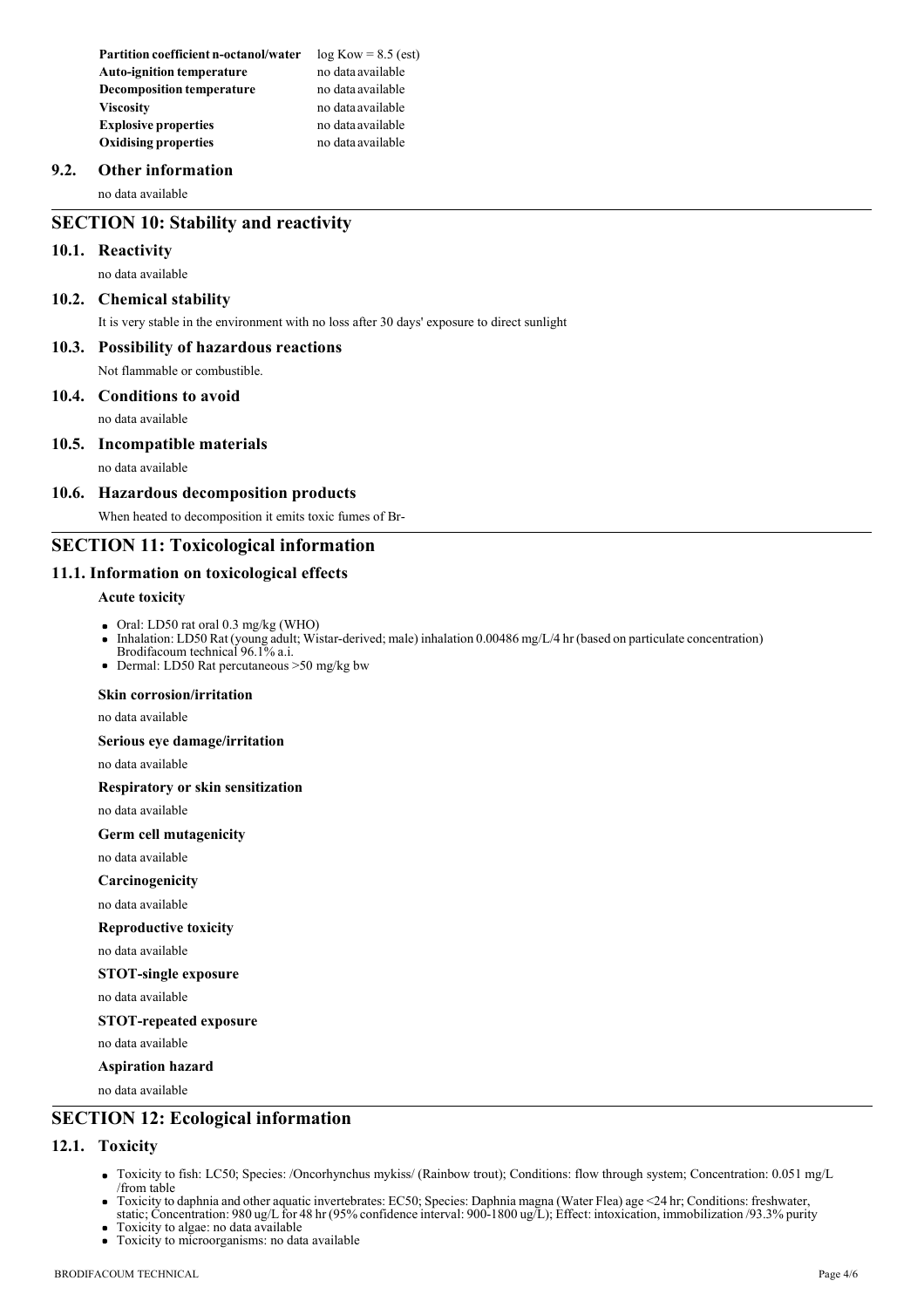| | |
|---|---|
| **Partition coefficient n-octanol/water** | log Kow = 8.5 (est) |
| **Auto-ignition temperature** | no data available |
| **Decomposition temperature** | no data available |
| **Viscosity** | no data available |
| **Explosive properties** | no data available |
| **Oxidising properties** | no data available |

### 9.2. Other information

no data available

## SECTION 10: Stability and reactivity

### 10.1. Reactivity

no data available

### 10.2. Chemical stability

It is very stable in the environment with no loss after 30 days' exposure to direct sunlight

### 10.3. Possibility of hazardous reactions

Not flammable or combustible.

### 10.4. Conditions to avoid

no data available

### 10.5. Incompatible materials

no data available

### 10.6. Hazardous decomposition products

When heated to decomposition it emits toxic fumes of Br-

## SECTION 11: Toxicological information

### 11.1. Information on toxicological effects

**Acute toxicity**

- Oral: LD50 rat oral 0.3 mg/kg (WHO)
- Inhalation: LD50 Rat (young adult; Wistar-derived; male) inhalation 0.00486 mg/L/4 hr (based on particulate concentration) Brodifacoum technical 96.1% a.i.
- Dermal: LD50 Rat percutaneous >50 mg/kg bw

**Skin corrosion/irritation**

no data available

**Serious eye damage/irritation**

no data available

**Respiratory or skin sensitization**

no data available

**Germ cell mutagenicity**

no data available

**Carcinogenicity**

no data available

**Reproductive toxicity**

no data available

**STOT-single exposure**

no data available

**STOT-repeated exposure**

no data available

**Aspiration hazard**

no data available

## SECTION 12: Ecological information

### 12.1. Toxicity

- Toxicity to fish: LC50; Species: /Oncorhynchus mykiss/ (Rainbow trout); Conditions: flow through system; Concentration: 0.051 mg/L /from table
- Toxicity to daphnia and other aquatic invertebrates: EC50; Species: Daphnia magna (Water Flea) age <24 hr; Conditions: freshwater, static; Concentration: 980 ug/L for 48 hr (95% confidence interval: 900-1800 ug/L); Effect: intoxication, immobilization /93.3% purity
- Toxicity to algae: no data available
- Toxicity to microorganisms: no data available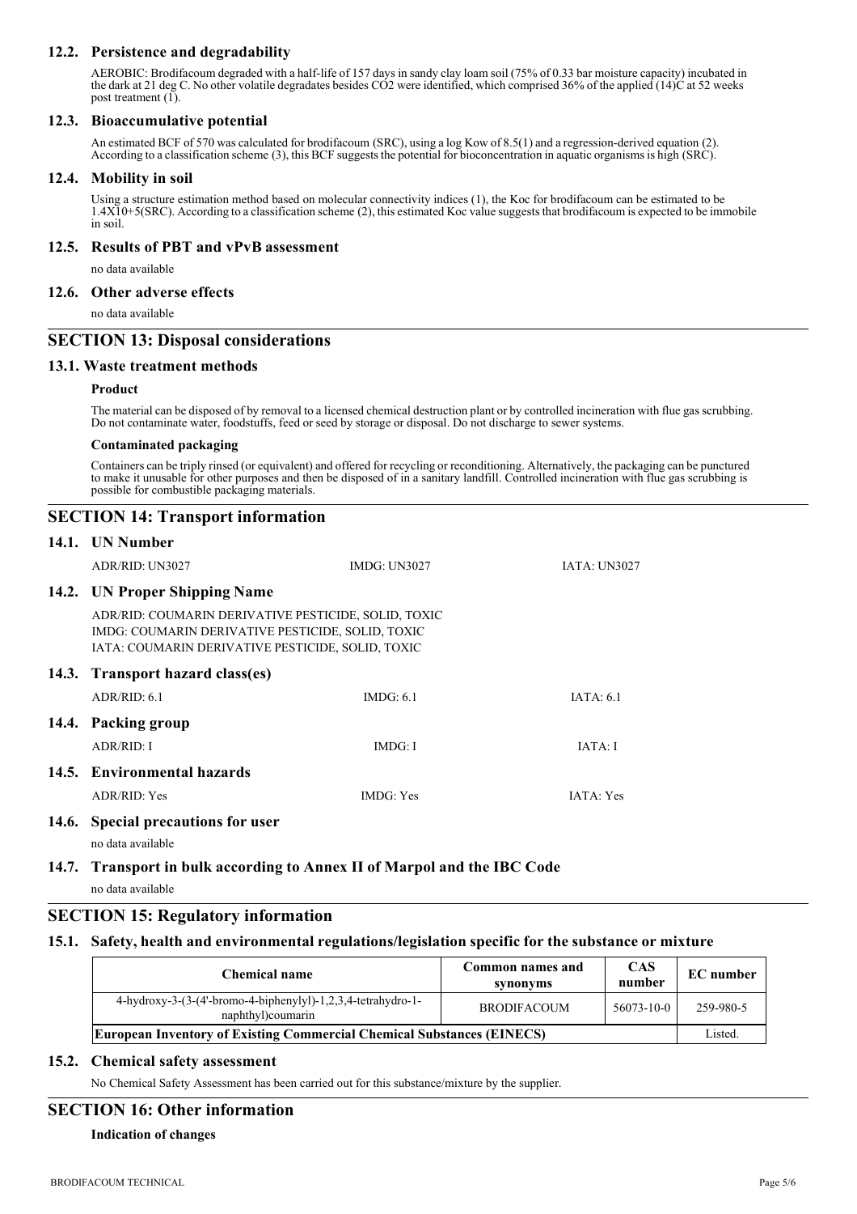### 12.2. Persistence and degradability

AEROBIC: Brodifacoum degraded with a half-life of 157 days in sandy clay loam soil (75% of 0.33 bar moisture capacity) incubated in the dark at 21 deg C. No other volatile degradates besides $CO_2$ were identified, which comprised 36% of the applied (14)C at 52 weeks post treatment (1).

### 12.3. Bioaccumulative potential

An estimated BCF of 570 was calculated for brodifacoum (SRC), using a log Kow of 8.5(1) and a regression-derived equation (2). According to a classification scheme (3), this BCF suggests the potential for bioconcentration in aquatic organisms is high (SRC).

### 12.4. Mobility in soil

Using a structure estimation method based on molecular connectivity indices (1), the Koc for brodifacoum can be estimated to be 1.4X10+5(SRC). According to a classification scheme (2), this estimated Koc value suggests that brodifacoum is expected to be immobile in soil.

### 12.5. Results of PBT and vPvB assessment

no data available

### 12.6. Other adverse effects

no data available

## SECTION 13: Disposal considerations

### 13.1. Waste treatment methods

**Product**

The material can be disposed of by removal to a licensed chemical destruction plant or by controlled incineration with flue gas scrubbing. Do not contaminate water, foodstuffs, feed or seed by storage or disposal. Do not discharge to sewer systems.

**Contaminated packaging**

Containers can be triply rinsed (or equivalent) and offered for recycling or reconditioning. Alternatively, the packaging can be punctured to make it unusable for other purposes and then be disposed of in a sanitary landfill. Controlled incineration with flue gas scrubbing is possible for combustible packaging materials.

## SECTION 14: Transport information

### 14.1. UN Number

ADR/RID: UN3027 | IMDG: UN3027 | IATA: UN3027

### 14.2. UN Proper Shipping Name

ADR/RID: COUMARIN DERIVATIVE PESTICIDE, SOLID, TOXIC
IMDG: COUMARIN DERIVATIVE PESTICIDE, SOLID, TOXIC
IATA: COUMARIN DERIVATIVE PESTICIDE, SOLID, TOXIC

### 14.3. Transport hazard class(es)

ADR/RID: 6.1 | IMDG: 6.1 | IATA: 6.1

### 14.4. Packing group

ADR/RID: I | IMDG: I | IATA: I

### 14.5. Environmental hazards

ADR/RID: Yes | IMDG: Yes | IATA: Yes

### 14.6. Special precautions for user

no data available

### 14.7. Transport in bulk according to Annex II of Marpol and the IBC Code

no data available

## SECTION 15: Regulatory information

### 15.1. Safety, health and environmental regulations/legislation specific for the substance or mixture

| Chemical name | Common names and synonyms | CAS number | EC number |
|---|---|---|---|
| 4-hydroxy-3-(3-(4'-bromo-4-biphenylyl)-1,2,3,4-tetrahydro-1-naphthyl)coumarin | BRODIFACOUM | 56073-10-0 | 259-980-5 |
| **European Inventory of Existing Commercial Chemical Substances (EINECS)** | | | Listed. |

### 15.2. Chemical safety assessment

No Chemical Safety Assessment has been carried out for this substance/mixture by the supplier.

## SECTION 16: Other information

**Indication of changes**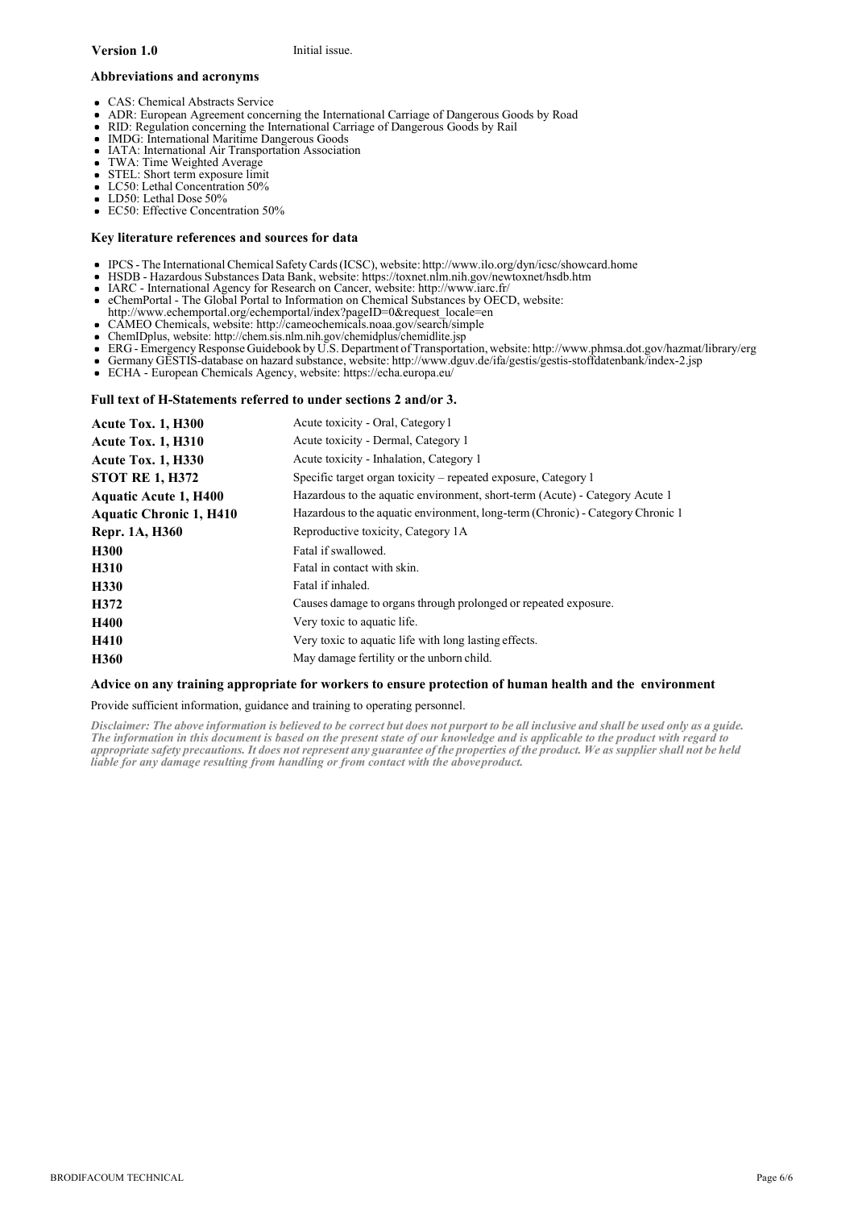**Version 1.0** Initial issue.

### Abbreviations and acronyms

- CAS: Chemical Abstracts Service
- ADR: European Agreement concerning the International Carriage of Dangerous Goods by Road
- RID: Regulation concerning the International Carriage of Dangerous Goods by Rail
- IMDG: International Maritime Dangerous Goods
- IATA: International Air Transportation Association
- TWA: Time Weighted Average
- STEL: Short term exposure limit
- LC50: Lethal Concentration 50%
- LD50: Lethal Dose 50%
- EC50: Effective Concentration 50%

### Key literature references and sources for data

- IPCS - The International Chemical Safety Cards (ICSC), website: http://www.ilo.org/dyn/icsc/showcard.home
- HSDB - Hazardous Substances Data Bank, website: https://toxnet.nlm.nih.gov/newtoxnet/hsdb.htm
- IARC - International Agency for Research on Cancer, website: http://www.iarc.fr/
- eChemPortal - The Global Portal to Information on Chemical Substances by OECD, website: http://www.echemportal.org/echemportal/index?pageID=0&request_locale=en
- CAMEO Chemicals, website: http://cameochemicals.noaa.gov/search/simple
- ChemIDplus, website: http://chem.sis.nlm.nih.gov/chemidplus/chemidlite.jsp
- ERG - Emergency Response Guidebook by U.S. Department of Transportation, website: http://www.phmsa.dot.gov/hazmat/library/erg
- Germany GESTIS-database on hazard substance, website: http://www.dguv.de/ifa/gestis/gestis-stoffdatenbank/index-2.jsp
- ECHA - European Chemicals Agency, website: https://echa.europa.eu/

### Full text of H-Statements referred to under sections 2 and/or 3.

| | |
|---|---|
| **Acute Tox. 1, H300** | Acute toxicity - Oral, Category 1 |
| **Acute Tox. 1, H310** | Acute toxicity - Dermal, Category 1 |
| **Acute Tox. 1, H330** | Acute toxicity - Inhalation, Category 1 |
| **STOT RE 1, H372** | Specific target organ toxicity – repeated exposure, Category 1 |
| **Aquatic Acute 1, H400** | Hazardous to the aquatic environment, short-term (Acute) - Category Acute 1 |
| **Aquatic Chronic 1, H410** | Hazardous to the aquatic environment, long-term (Chronic) - Category Chronic 1 |
| **Repr. 1A, H360** | Reproductive toxicity, Category 1A |
| **H300** | Fatal if swallowed. |
| **H310** | Fatal in contact with skin. |
| **H330** | Fatal if inhaled. |
| **H372** | Causes damage to organs through prolonged or repeated exposure. |
| **H400** | Very toxic to aquatic life. |
| **H410** | Very toxic to aquatic life with long lasting effects. |
| **H360** | May damage fertility or the unborn child. |

### Advice on any training appropriate for workers to ensure protection of human health and the environment

Provide sufficient information, guidance and training to operating personnel.

***Disclaimer: The above information is believed to be correct but does not purport to be all inclusive and shall be used only as a guide. The information in this document is based on the present state of our knowledge and is applicable to the product with regard to appropriate safety precautions. It does not represent any guarantee of the properties of the product. We as supplier shall not be held liable for any damage resulting from handling or from contact with the above product.***